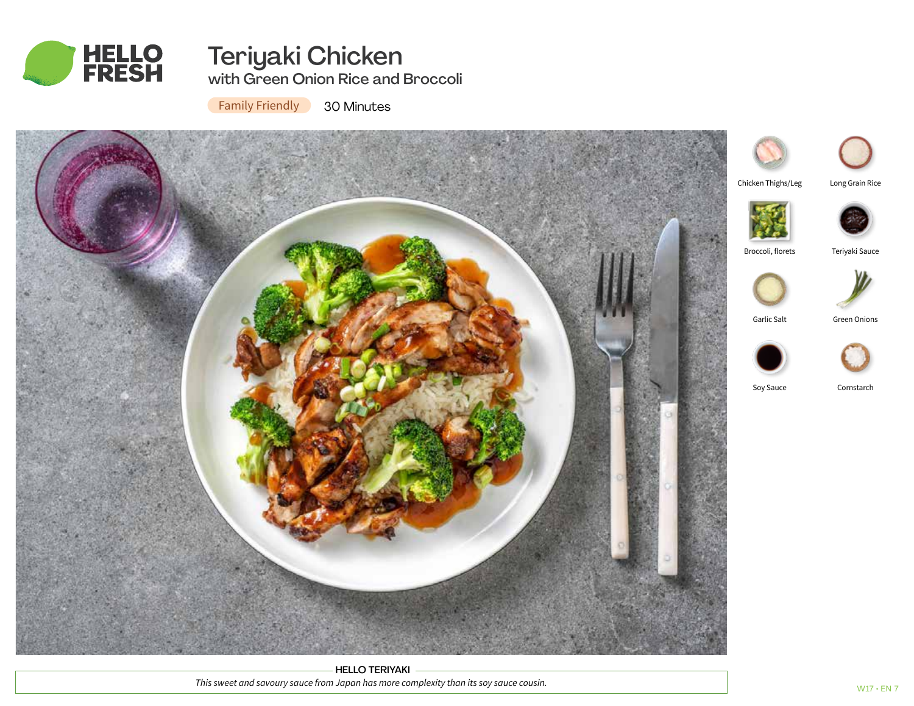# Teriyaki Chicken

## with Green Onion Rice and Broccoli

Family Friendly 30 Minutes

- Chicken Thighs/Leg
- Long Grain Rice
- Broccoli, florets
- Teriyaki Sauce
- Garlic Salt
- Green Onions
- Soy Sauce
- Cornstarch

**HELLO TERIYAKI**

*This sweet and savoury sauce from Japan has more complexity than its soy sauce cousin.*

W17 • EN 7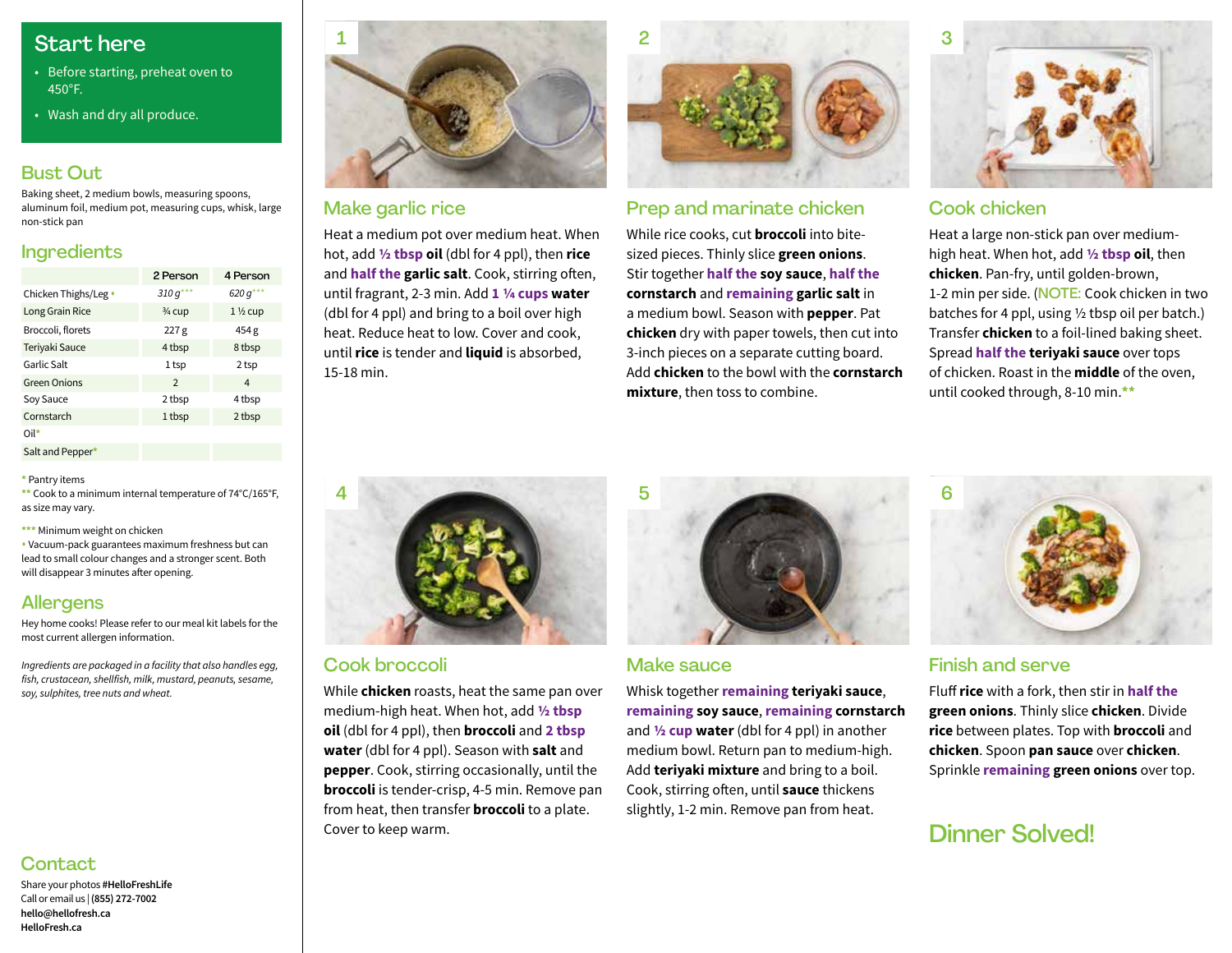## Start here

- Before starting, preheat oven to 450°F.
- Wash and dry all produce.

## Bust Out

Baking sheet, 2 medium bowls, measuring spoons, aluminum foil, medium pot, measuring cups, whisk, large non-stick pan

## Ingredients

| | 2 Person | 4 Person |
|---|---|---|
| Chicken Thighs/Leg + | *310 g\*\*\** | *620 g\*\*\** |
| Long Grain Rice | ¾ cup | 1 ½ cup |
| Broccoli, florets | 227 g | 454 g |
| Teriyaki Sauce | 4 tbsp | 8 tbsp |
| Garlic Salt | 1 tsp | 2 tsp |
| Green Onions | 2 | 4 |
| Soy Sauce | 2 tbsp | 4 tbsp |
| Cornstarch | 1 tbsp | 2 tbsp |
| Oil* | | |
| Salt and Pepper* | | |

\* Pantry items

\*\* Cook to a minimum internal temperature of 74°C/165°F, as size may vary.

\*\*\* Minimum weight on chicken

\+ Vacuum-pack guarantees maximum freshness but can lead to small colour changes and a stronger scent. Both will disappear 3 minutes after opening.

## Allergens

Hey home cooks! Please refer to our meal kit labels for the most current allergen information.

*Ingredients are packaged in a facility that also handles egg, fish, crustacean, shellfish, milk, mustard, peanuts, sesame, soy, sulphites, tree nuts and wheat.*

## Contact

Share your photos **#HelloFreshLife**
Call or email us | **(855) 272-7002**
**hello@hellofresh.ca**
**HelloFresh.ca**

## 1 Make garlic rice

Heat a medium pot over medium heat. When hot, add **½ tbsp oil** (dbl for 4 ppl), then **rice** and **half the garlic salt**. Cook, stirring often, until fragrant, 2-3 min. Add **1 ¼ cups water** (dbl for 4 ppl) and bring to a boil over high heat. Reduce heat to low. Cover and cook, until **rice** is tender and **liquid** is absorbed, 15-18 min.

## 2 Prep and marinate chicken

While rice cooks, cut **broccoli** into bite-sized pieces. Thinly slice **green onions**. Stir together **half the soy sauce**, **half the cornstarch** and **remaining garlic salt** in a medium bowl. Season with **pepper**. Pat **chicken** dry with paper towels, then cut into 3-inch pieces on a separate cutting board. Add **chicken** to the bowl with the **cornstarch mixture**, then toss to combine.

## 3 Cook chicken

Heat a large non-stick pan over medium-high heat. When hot, add **½ tbsp oil**, then **chicken**. Pan-fry, until golden-brown, 1-2 min per side. (NOTE: Cook chicken in two batches for 4 ppl, using ½ tbsp oil per batch.) Transfer **chicken** to a foil-lined baking sheet. Spread **half the teriyaki sauce** over tops of chicken. Roast in the **middle** of the oven, until cooked through, 8-10 min.\*\*

## 4 Cook broccoli

While **chicken** roasts, heat the same pan over medium-high heat. When hot, add **½ tbsp oil** (dbl for 4 ppl), then **broccoli** and **2 tbsp water** (dbl for 4 ppl). Season with **salt** and **pepper**. Cook, stirring occasionally, until the **broccoli** is tender-crisp, 4-5 min. Remove pan from heat, then transfer **broccoli** to a plate. Cover to keep warm.

## 5 Make sauce

Whisk together **remaining teriyaki sauce**, **remaining soy sauce**, **remaining cornstarch** and **½ cup water** (dbl for 4 ppl) in another medium bowl. Return pan to medium-high. Add **teriyaki mixture** and bring to a boil. Cook, stirring often, until **sauce** thickens slightly, 1-2 min. Remove pan from heat.

## 6 Finish and serve

Fluff **rice** with a fork, then stir in **half the green onions**. Thinly slice **chicken**. Divide **rice** between plates. Top with **broccoli** and **chicken**. Spoon **pan sauce** over **chicken**. Sprinkle **remaining green onions** over top.

## Dinner Solved!